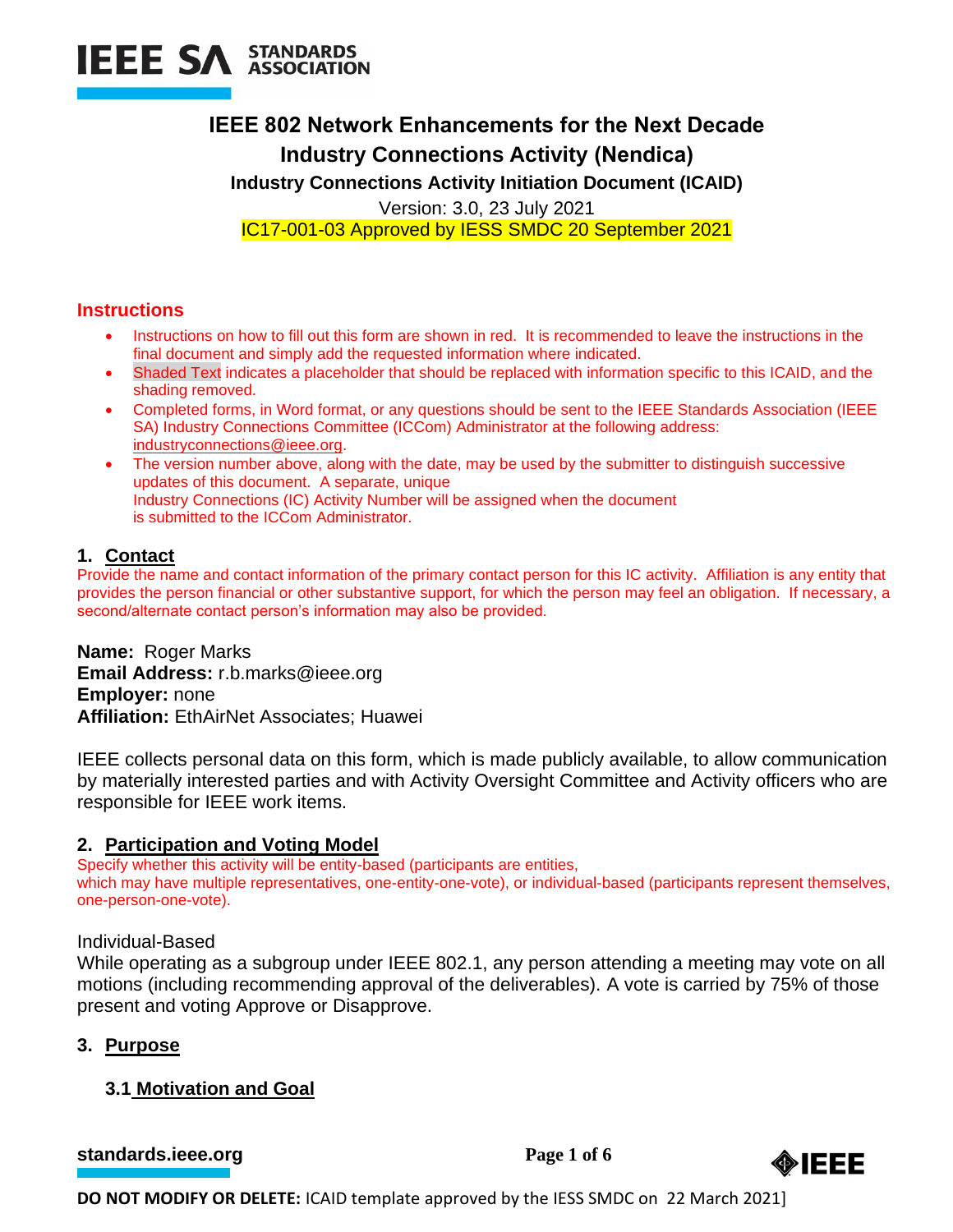# IEEE 802 Network Enhancements for the Next Decade Industry Connections Activity (Nendica)

### Industry Connections Activity Initiation Document (ICAID)

Version: 3.0, 23 July 2021

IC17-001-03 Approved by IESS SMDC 20 September 2021

## Instructions

- Instructions on how to fill out this form are shown in red. It is recommended to leave the instructions in the final document and simply add the requested information where indicated.
- Shaded Text indicates a placeholder that should be replaced with information specific to this ICAID, and the shading removed.
- Completed forms, in Word format, or any questions should be sent to the IEEE Standards Association (IEEE SA) Industry Connections Committee (ICCom) Administrator at the following address: industryconnections@ieee.org.
- The version number above, along with the date, may be used by the submitter to distinguish successive updates of this document. A separate, unique Industry Connections (IC) Activity Number will be assigned when the document is submitted to the ICCom Administrator.

## 1. Contact

Provide the name and contact information of the primary contact person for this IC activity. Affiliation is any entity that provides the person financial or other substantive support, for which the person may feel an obligation. If necessary, a second/alternate contact person's information may also be provided.

**Name:** Roger Marks
**Email Address:** r.b.marks@ieee.org
**Employer:** none
**Affiliation:** EthAirNet Associates; Huawei

IEEE collects personal data on this form, which is made publicly available, to allow communication by materially interested parties and with Activity Oversight Committee and Activity officers who are responsible for IEEE work items.

## 2. Participation and Voting Model

Specify whether this activity will be entity-based (participants are entities, which may have multiple representatives, one-entity-one-vote), or individual-based (participants represent themselves, one-person-one-vote).

Individual-Based
While operating as a subgroup under IEEE 802.1, any person attending a meeting may vote on all motions (including recommending approval of the deliverables). A vote is carried by 75% of those present and voting Approve or Disapprove.

## 3. Purpose

### 3.1 Motivation and Goal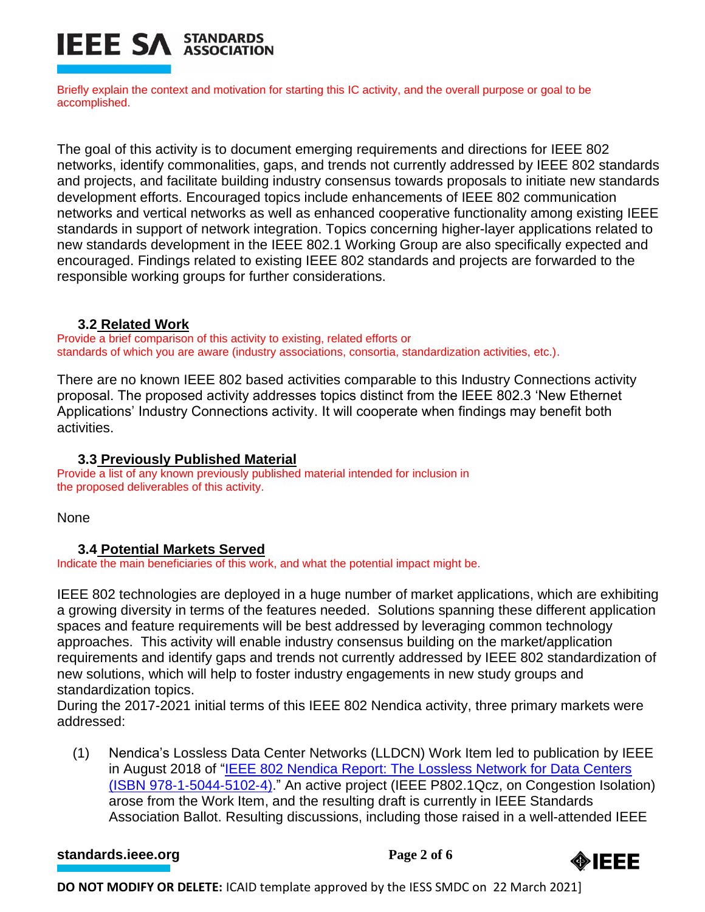Briefly explain the context and motivation for starting this IC activity, and the overall purpose or goal to be accomplished.

The goal of this activity is to document emerging requirements and directions for IEEE 802 networks, identify commonalities, gaps, and trends not currently addressed by IEEE 802 standards and projects, and facilitate building industry consensus towards proposals to initiate new standards development efforts. Encouraged topics include enhancements of IEEE 802 communication networks and vertical networks as well as enhanced cooperative functionality among existing IEEE standards in support of network integration. Topics concerning higher-layer applications related to new standards development in the IEEE 802.1 Working Group are also specifically expected and encouraged. Findings related to existing IEEE 802 standards and projects are forwarded to the responsible working groups for further considerations.

### 3.2 Related Work

Provide a brief comparison of this activity to existing, related efforts or standards of which you are aware (industry associations, consortia, standardization activities, etc.).

There are no known IEEE 802 based activities comparable to this Industry Connections activity proposal. The proposed activity addresses topics distinct from the IEEE 802.3 'New Ethernet Applications' Industry Connections activity. It will cooperate when findings may benefit both activities.

### 3.3 Previously Published Material

Provide a list of any known previously published material intended for inclusion in the proposed deliverables of this activity.

None

### 3.4 Potential Markets Served

Indicate the main beneficiaries of this work, and what the potential impact might be.

IEEE 802 technologies are deployed in a huge number of market applications, which are exhibiting a growing diversity in terms of the features needed. Solutions spanning these different application spaces and feature requirements will be best addressed by leveraging common technology approaches. This activity will enable industry consensus building on the market/application requirements and identify gaps and trends not currently addressed by IEEE 802 standardization of new solutions, which will help to foster industry engagements in new study groups and standardization topics.

During the 2017-2021 initial terms of this IEEE 802 Nendica activity, three primary markets were addressed:

(1) Nendica's Lossless Data Center Networks (LLDCN) Work Item led to publication by IEEE in August 2018 of "IEEE 802 Nendica Report: The Lossless Network for Data Centers (ISBN 978-1-5044-5102-4)." An active project (IEEE P802.1Qcz, on Congestion Isolation) arose from the Work Item, and the resulting draft is currently in IEEE Standards Association Ballot. Resulting discussions, including those raised in a well-attended IEEE

**DO NOT MODIFY OR DELETE:** ICAID template approved by the IESS SMDC on 22 March 2021]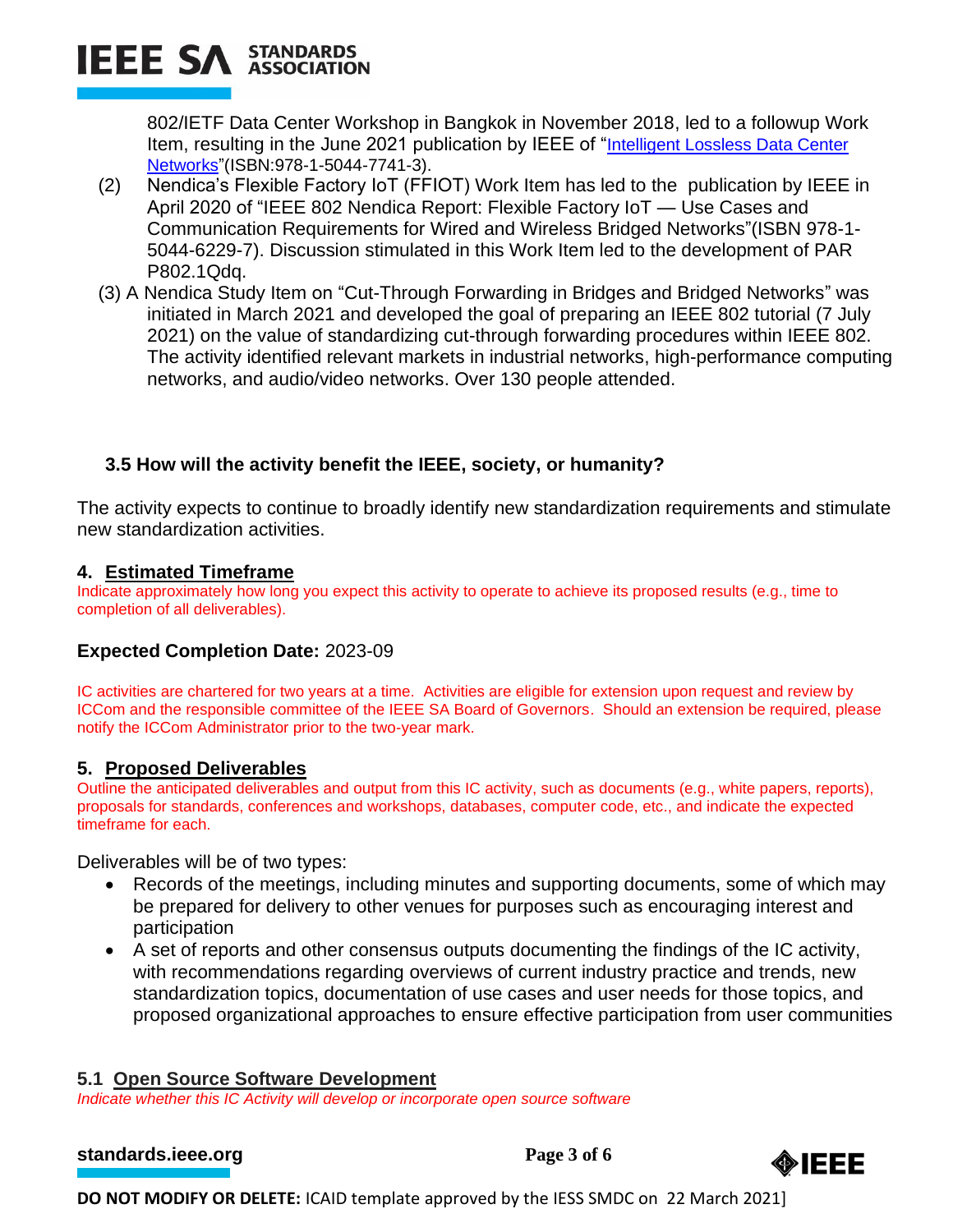802/IETF Data Center Workshop in Bangkok in November 2018, led to a followup Work Item, resulting in the June 2021 publication by IEEE of "Intelligent Lossless Data Center Networks"(ISBN:978-1-5044-7741-3).

(2) Nendica's Flexible Factory IoT (FFIOT) Work Item has led to the publication by IEEE in April 2020 of "IEEE 802 Nendica Report: Flexible Factory IoT — Use Cases and Communication Requirements for Wired and Wireless Bridged Networks"(ISBN 978-1-5044-6229-7). Discussion stimulated in this Work Item led to the development of PAR P802.1Qdq.

(3) A Nendica Study Item on "Cut-Through Forwarding in Bridges and Bridged Networks" was initiated in March 2021 and developed the goal of preparing an IEEE 802 tutorial (7 July 2021) on the value of standardizing cut-through forwarding procedures within IEEE 802. The activity identified relevant markets in industrial networks, high-performance computing networks, and audio/video networks. Over 130 people attended.

### 3.5 How will the activity benefit the IEEE, society, or humanity?

The activity expects to continue to broadly identify new standardization requirements and stimulate new standardization activities.

## 4. Estimated Timeframe

Indicate approximately how long you expect this activity to operate to achieve its proposed results (e.g., time to completion of all deliverables).

**Expected Completion Date:** 2023-09

IC activities are chartered for two years at a time. Activities are eligible for extension upon request and review by ICCom and the responsible committee of the IEEE SA Board of Governors. Should an extension be required, please notify the ICCom Administrator prior to the two-year mark.

## 5. Proposed Deliverables

Outline the anticipated deliverables and output from this IC activity, such as documents (e.g., white papers, reports), proposals for standards, conferences and workshops, databases, computer code, etc., and indicate the expected timeframe for each.

Deliverables will be of two types:

- Records of the meetings, including minutes and supporting documents, some of which may be prepared for delivery to other venues for purposes such as encouraging interest and participation
- A set of reports and other consensus outputs documenting the findings of the IC activity, with recommendations regarding overviews of current industry practice and trends, new standardization topics, documentation of use cases and user needs for those topics, and proposed organizational approaches to ensure effective participation from user communities

### 5.1 Open Source Software Development

*Indicate whether this IC Activity will develop or incorporate open source software*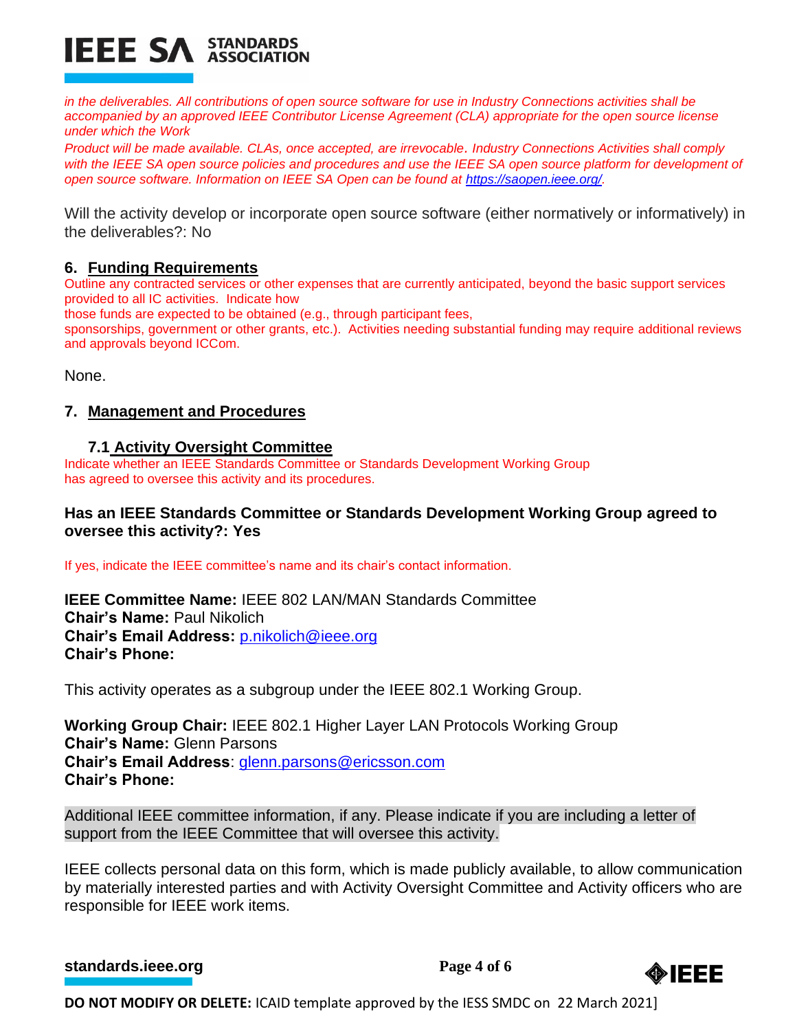*in the deliverables. All contributions of open source software for use in Industry Connections activities shall be accompanied by an approved IEEE Contributor License Agreement (CLA) appropriate for the open source license under which the Work Product will be made available. CLAs, once accepted, are irrevocable. Industry Connections Activities shall comply with the IEEE SA open source policies and procedures and use the IEEE SA open source platform for development of open source software. Information on IEEE SA Open can be found at https://saopen.ieee.org/.*

Will the activity develop or incorporate open source software (either normatively or informatively) in the deliverables?: No

## 6. Funding Requirements

Outline any contracted services or other expenses that are currently anticipated, beyond the basic support services provided to all IC activities. Indicate how those funds are expected to be obtained (e.g., through participant fees, sponsorships, government or other grants, etc.). Activities needing substantial funding may require additional reviews and approvals beyond ICCom.

None.

## 7. Management and Procedures

### 7.1 Activity Oversight Committee

Indicate whether an IEEE Standards Committee or Standards Development Working Group has agreed to oversee this activity and its procedures.

**Has an IEEE Standards Committee or Standards Development Working Group agreed to oversee this activity?: Yes**

If yes, indicate the IEEE committee's name and its chair's contact information.

**IEEE Committee Name:** IEEE 802 LAN/MAN Standards Committee
**Chair's Name:** Paul Nikolich
**Chair's Email Address:** p.nikolich@ieee.org
**Chair's Phone:**

This activity operates as a subgroup under the IEEE 802.1 Working Group.

**Working Group Chair:** IEEE 802.1 Higher Layer LAN Protocols Working Group
**Chair's Name:** Glenn Parsons
**Chair's Email Address**: glenn.parsons@ericsson.com
**Chair's Phone:**

Additional IEEE committee information, if any. Please indicate if you are including a letter of support from the IEEE Committee that will oversee this activity.

IEEE collects personal data on this form, which is made publicly available, to allow communication by materially interested parties and with Activity Oversight Committee and Activity officers who are responsible for IEEE work items.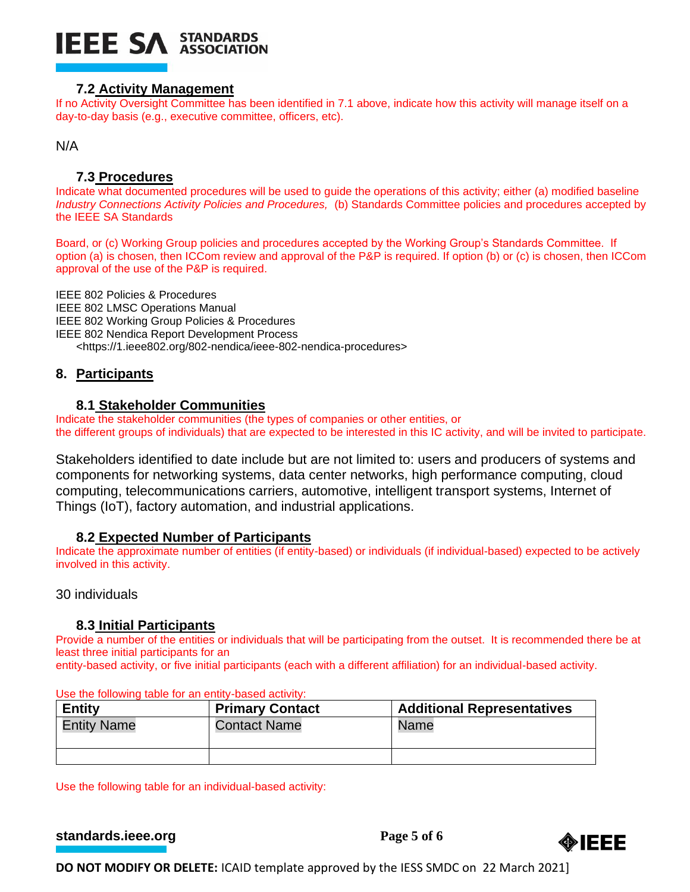### 7.2 Activity Management

If no Activity Oversight Committee has been identified in 7.1 above, indicate how this activity will manage itself on a day-to-day basis (e.g., executive committee, officers, etc).

N/A

### 7.3 Procedures

Indicate what documented procedures will be used to guide the operations of this activity; either (a) modified baseline *Industry Connections Activity Policies and Procedures,* (b) Standards Committee policies and procedures accepted by the IEEE SA Standards

Board, or (c) Working Group policies and procedures accepted by the Working Group's Standards Committee. If option (a) is chosen, then ICCom review and approval of the P&P is required. If option (b) or (c) is chosen, then ICCom approval of the use of the P&P is required.

IEEE 802 Policies & Procedures
IEEE 802 LMSC Operations Manual
IEEE 802 Working Group Policies & Procedures
IEEE 802 Nendica Report Development Process
<https://1.ieee802.org/802-nendica/ieee-802-nendica-procedures>

## 8. Participants

### 8.1 Stakeholder Communities

Indicate the stakeholder communities (the types of companies or other entities, or the different groups of individuals) that are expected to be interested in this IC activity, and will be invited to participate.

Stakeholders identified to date include but are not limited to: users and producers of systems and components for networking systems, data center networks, high performance computing, cloud computing, telecommunications carriers, automotive, intelligent transport systems, Internet of Things (IoT), factory automation, and industrial applications.

### 8.2 Expected Number of Participants

Indicate the approximate number of entities (if entity-based) or individuals (if individual-based) expected to be actively involved in this activity.

30 individuals

### 8.3 Initial Participants

Provide a number of the entities or individuals that will be participating from the outset. It is recommended there be at least three initial participants for an entity-based activity, or five initial participants (each with a different affiliation) for an individual-based activity.

Use the following table for an entity-based activity:

| Entity | Primary Contact | Additional Representatives |
|---|---|---|
| Entity Name | Contact Name | Name |
| | | |

Use the following table for an individual-based activity: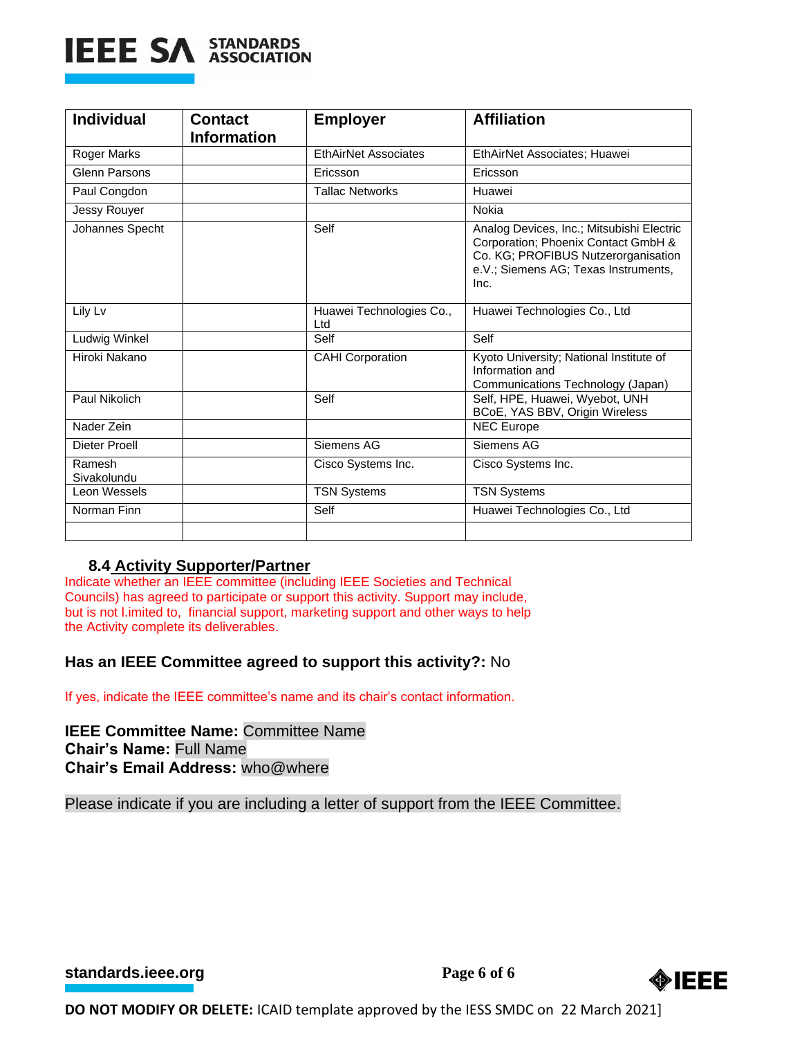| Individual | Contact Information | Employer | Affiliation |
|---|---|---|---|
| Roger Marks | | EthAirNet Associates | EthAirNet Associates; Huawei |
| Glenn Parsons | | Ericsson | Ericsson |
| Paul Congdon | | Tallac Networks | Huawei |
| Jessy Rouyer | | | Nokia |
| Johannes Specht | | Self | Analog Devices, Inc.; Mitsubishi Electric Corporation; Phoenix Contact GmbH & Co. KG; PROFIBUS Nutzerorganisation e.V.; Siemens AG; Texas Instruments, Inc. |
| Lily Lv | | Huawei Technologies Co., Ltd | Huawei Technologies Co., Ltd |
| Ludwig Winkel | | Self | Self |
| Hiroki Nakano | | CAHI Corporation | Kyoto University; National Institute of Information and Communications Technology (Japan) |
| Paul Nikolich | | Self | Self, HPE, Huawei, Wyebot, UNH BCoE, YAS BBV, Origin Wireless |
| Nader Zein | | | NEC Europe |
| Dieter Proell | | Siemens AG | Siemens AG |
| Ramesh Sivakolundu | | Cisco Systems Inc. | Cisco Systems Inc. |
| Leon Wessels | | TSN Systems | TSN Systems |
| Norman Finn | | Self | Huawei Technologies Co., Ltd |
| | | | |

### 8.4 Activity Supporter/Partner

Indicate whether an IEEE committee (including IEEE Societies and Technical Councils) has agreed to participate or support this activity. Support may include, but is not l.imited to, financial support, marketing support and other ways to help the Activity complete its deliverables.

**Has an IEEE Committee agreed to support this activity?:** No

If yes, indicate the IEEE committee's name and its chair's contact information.

**IEEE Committee Name:** Committee Name
**Chair's Name:** Full Name
**Chair's Email Address:** who@where

Please indicate if you are including a letter of support from the IEEE Committee.

**DO NOT MODIFY OR DELETE:** ICAID template approved by the IESS SMDC on 22 March 2021]